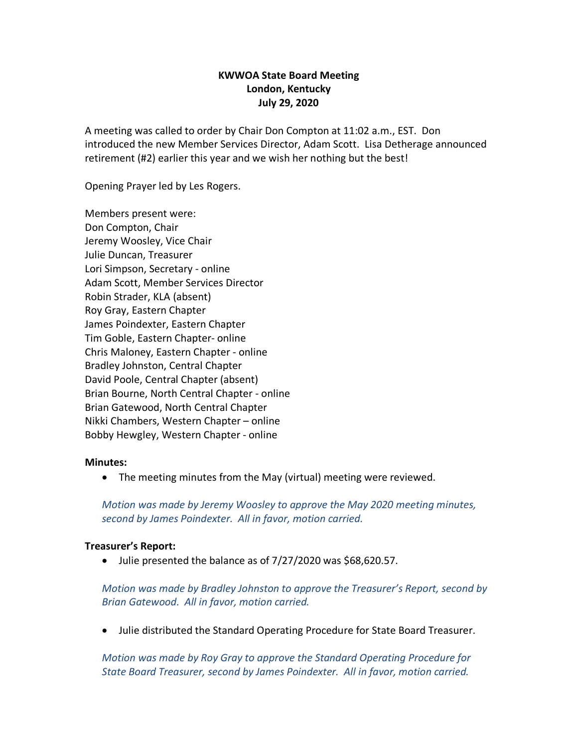**KWWOA State Board Meeting**
**London, Kentucky**
**July 29, 2020**

A meeting was called to order by Chair Don Compton at 11:02 a.m., EST. Don introduced the new Member Services Director, Adam Scott. Lisa Detherage announced retirement (#2) earlier this year and we wish her nothing but the best!

Opening Prayer led by Les Rogers.

Members present were:
Don Compton, Chair
Jeremy Woosley, Vice Chair
Julie Duncan, Treasurer
Lori Simpson, Secretary - online
Adam Scott, Member Services Director
Robin Strader, KLA (absent)
Roy Gray, Eastern Chapter
James Poindexter, Eastern Chapter
Tim Goble, Eastern Chapter- online
Chris Maloney, Eastern Chapter - online
Bradley Johnston, Central Chapter
David Poole, Central Chapter (absent)
Brian Bourne, North Central Chapter - online
Brian Gatewood, North Central Chapter
Nikki Chambers, Western Chapter – online
Bobby Hewgley, Western Chapter - online

**Minutes:**

- The meeting minutes from the May (virtual) meeting were reviewed.

*Motion was made by Jeremy Woosley to approve the May 2020 meeting minutes, second by James Poindexter. All in favor, motion carried.*

**Treasurer's Report:**

- Julie presented the balance as of 7/27/2020 was $68,620.57.

*Motion was made by Bradley Johnston to approve the Treasurer's Report, second by Brian Gatewood. All in favor, motion carried.*

- Julie distributed the Standard Operating Procedure for State Board Treasurer.

*Motion was made by Roy Gray to approve the Standard Operating Procedure for State Board Treasurer, second by James Poindexter. All in favor, motion carried.*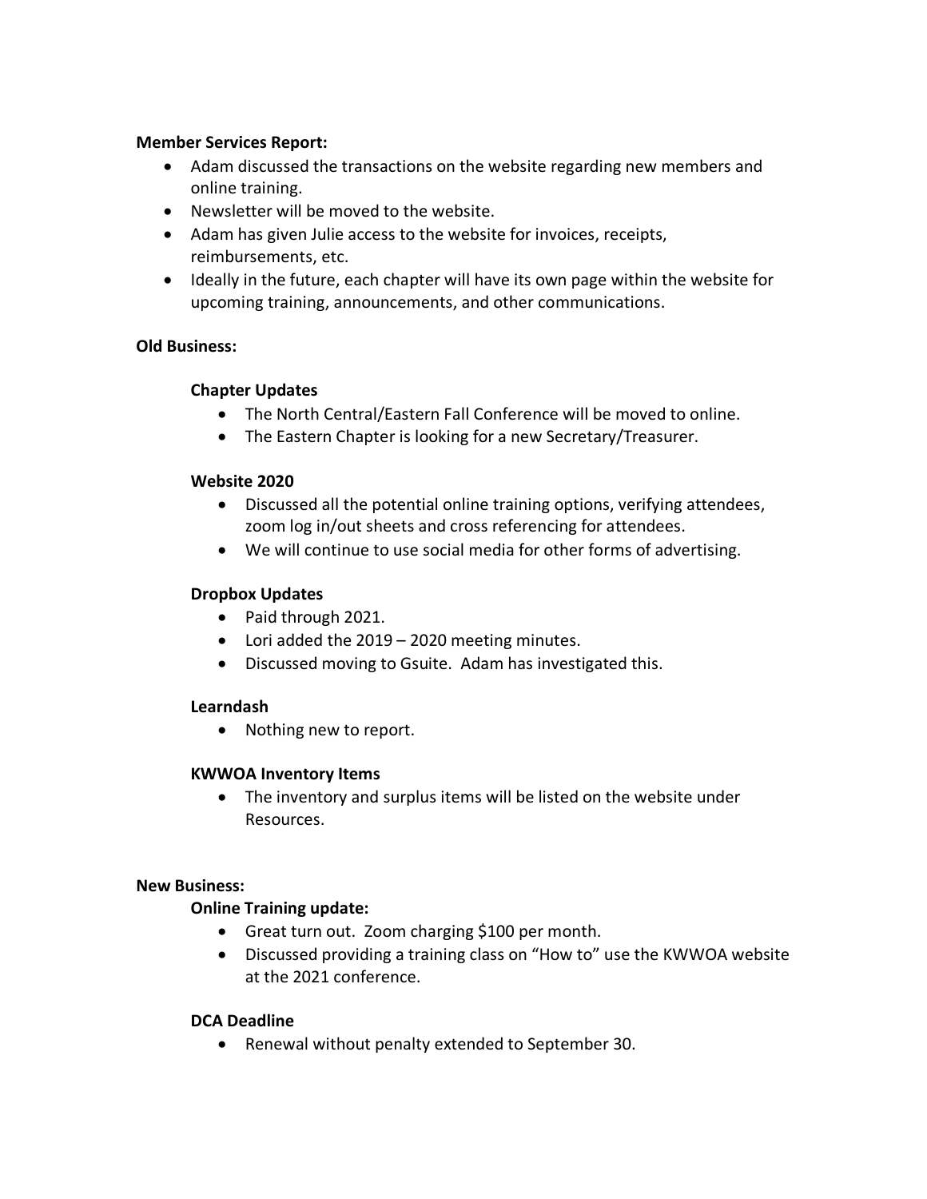**Member Services Report:**

- Adam discussed the transactions on the website regarding new members and online training.
- Newsletter will be moved to the website.
- Adam has given Julie access to the website for invoices, receipts, reimbursements, etc.
- Ideally in the future, each chapter will have its own page within the website for upcoming training, announcements, and other communications.

**Old Business:**

**Chapter Updates**

- The North Central/Eastern Fall Conference will be moved to online.
- The Eastern Chapter is looking for a new Secretary/Treasurer.

**Website 2020**

- Discussed all the potential online training options, verifying attendees, zoom log in/out sheets and cross referencing for attendees.
- We will continue to use social media for other forms of advertising.

**Dropbox Updates**

- Paid through 2021.
- Lori added the 2019 – 2020 meeting minutes.
- Discussed moving to Gsuite. Adam has investigated this.

**Learndash**

- Nothing new to report.

**KWWOA Inventory Items**

- The inventory and surplus items will be listed on the website under Resources.

**New Business:**

**Online Training update:**

- Great turn out. Zoom charging $100 per month.
- Discussed providing a training class on "How to" use the KWWOA website at the 2021 conference.

**DCA Deadline**

- Renewal without penalty extended to September 30.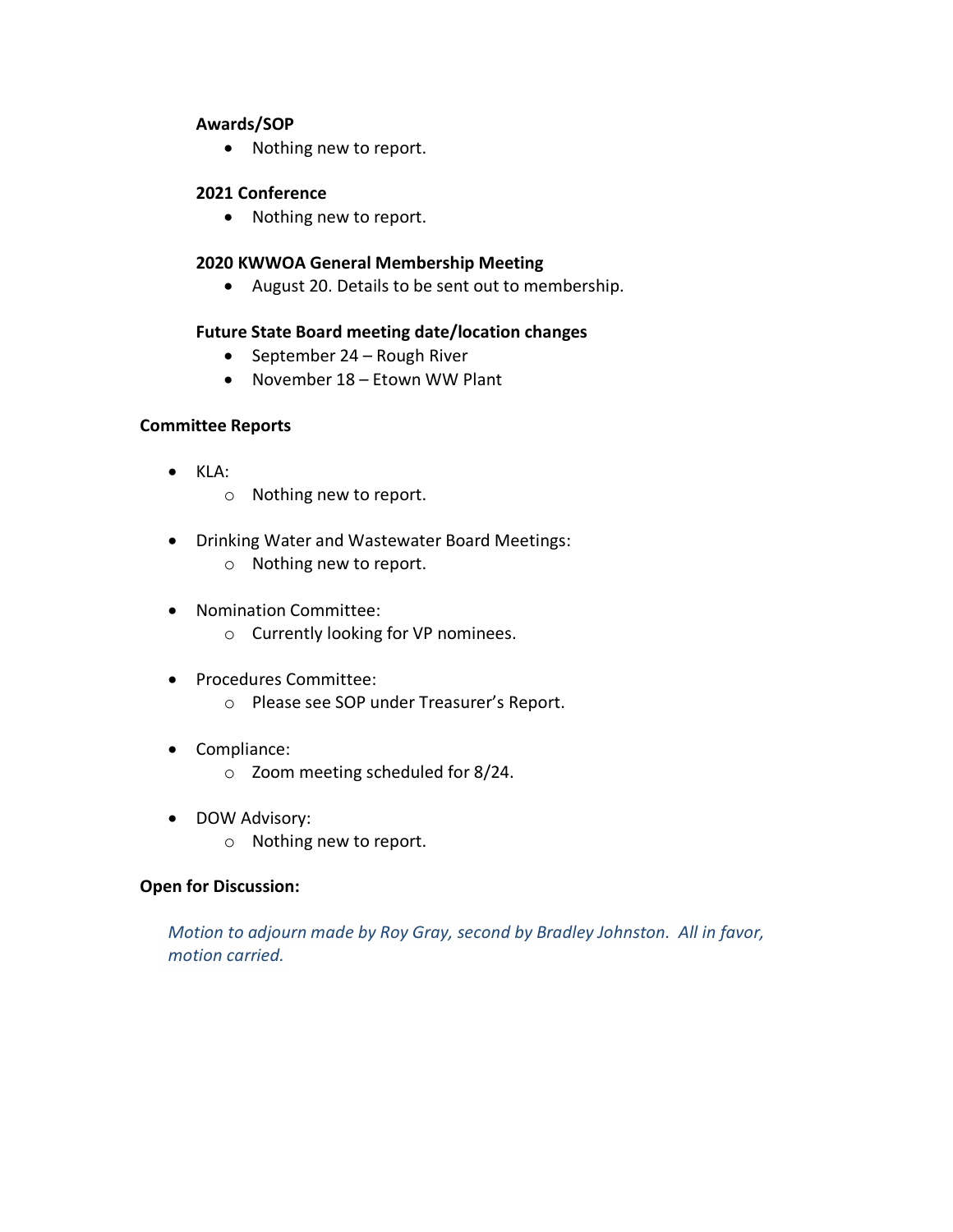**Awards/SOP**

- Nothing new to report.

**2021 Conference**

- Nothing new to report.

**2020 KWWOA General Membership Meeting**

- August 20. Details to be sent out to membership.

**Future State Board meeting date/location changes**

- September 24 – Rough River
- November 18 – Etown WW Plant

**Committee Reports**

- KLA:
  - Nothing new to report.

- Drinking Water and Wastewater Board Meetings:
  - Nothing new to report.

- Nomination Committee:
  - Currently looking for VP nominees.

- Procedures Committee:
  - Please see SOP under Treasurer's Report.

- Compliance:
  - Zoom meeting scheduled for 8/24.

- DOW Advisory:
  - Nothing new to report.

**Open for Discussion:**

*Motion to adjourn made by Roy Gray, second by Bradley Johnston. All in favor, motion carried.*